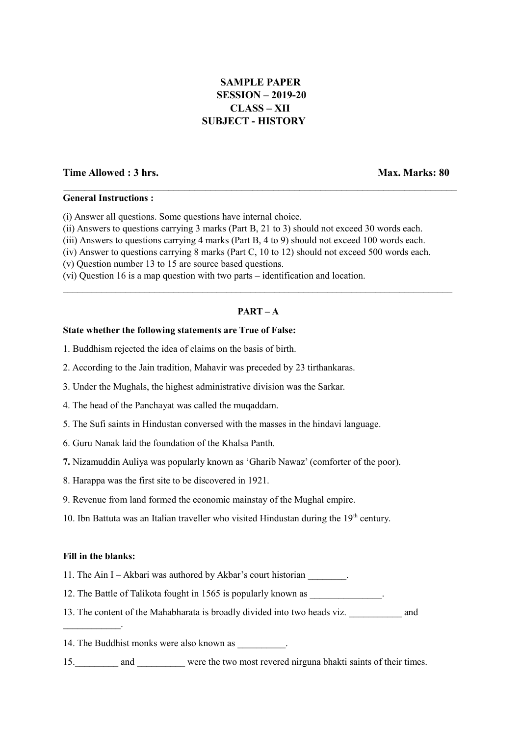**SAMPLE PAPER**
**SESSION – 2019-20**
**CLASS – XII**
**SUBJECT - HISTORY**

**Time Allowed : 3 hrs.** **Max. Marks: 80**

---

**General Instructions :**

(i) Answer all questions. Some questions have internal choice.
(ii) Answers to questions carrying 3 marks (Part B, 21 to 3) should not exceed 30 words each.
(iii) Answers to questions carrying 4 marks (Part B, 4 to 9) should not exceed 100 words each.
(iv) Answer to questions carrying 8 marks (Part C, 10 to 12) should not exceed 500 words each.
(v) Question number 13 to 15 are source based questions.
(vi) Question 16 is a map question with two parts – identification and location.

---

**PART – A**

**State whether the following statements are True of False:**

1. Buddhism rejected the idea of claims on the basis of birth.

2. According to the Jain tradition, Mahavir was preceded by 23 tirthankaras.

3. Under the Mughals, the highest administrative division was the Sarkar.

4. The head of the Panchayat was called the muqaddam.

5. The Sufi saints in Hindustan conversed with the masses in the hindavi language.

6. Guru Nanak laid the foundation of the Khalsa Panth.

**7.** Nizamuddin Auliya was popularly known as 'Gharib Nawaz' (comforter of the poor).

8. Harappa was the first site to be discovered in 1921.

9. Revenue from land formed the economic mainstay of the Mughal empire.

10. Ibn Battuta was an Italian traveller who visited Hindustan during the 19th century.

**Fill in the blanks:**

11. The Ain I – Akbari was authored by Akbar's court historian ________.

12. The Battle of Talikota fought in 1565 is popularly known as _______________.

13. The content of the Mahabharata is broadly divided into two heads viz. ___________ and ____________.

14. The Buddhist monks were also known as __________.

15._________ and __________ were the two most revered nirguna bhakti saints of their times.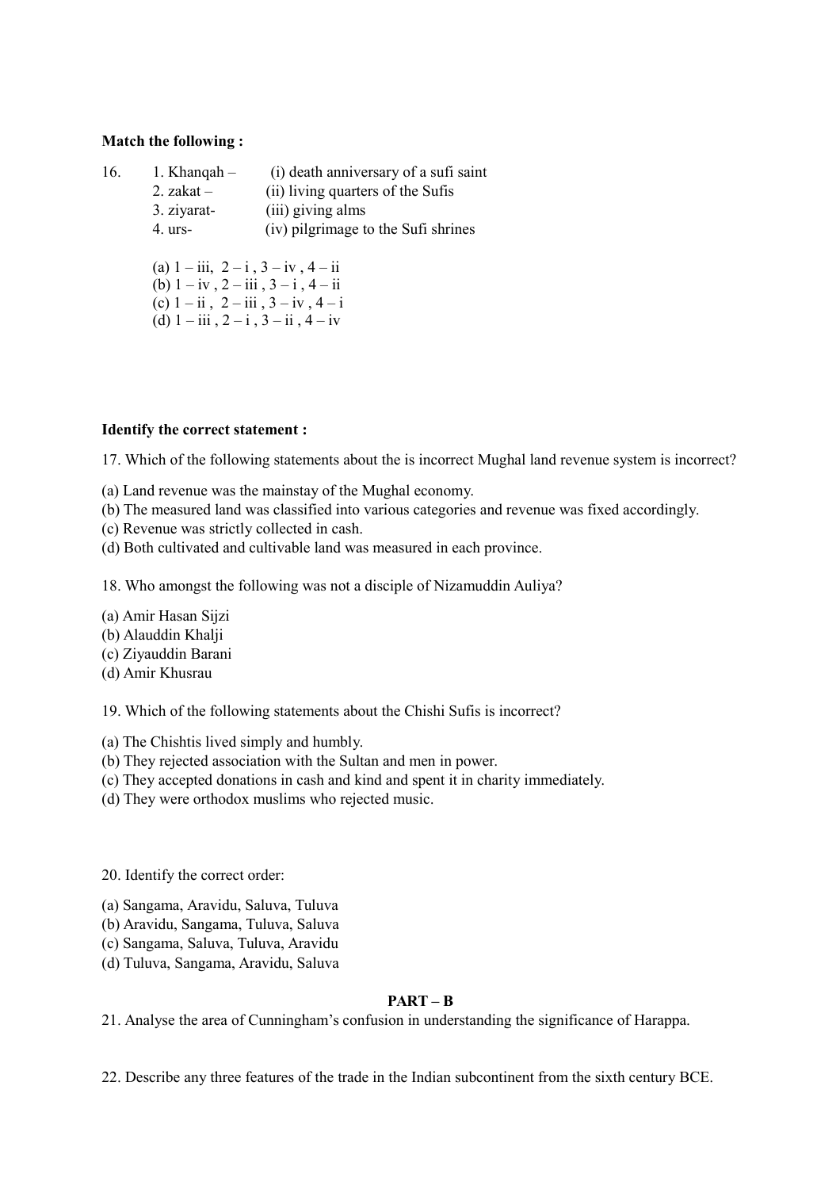**Match the following :**

16. 1. Khanqah – (i) death anniversary of a sufi saint
    2. zakat – (ii) living quarters of the Sufis
    3. ziyarat- (iii) giving alms
    4. urs- (iv) pilgrimage to the Sufi shrines

    (a) 1 – iii, 2 – i , 3 – iv , 4 – ii
    (b) 1 – iv , 2 – iii , 3 – i , 4 – ii
    (c) 1 – ii , 2 – iii , 3 – iv , 4 – i
    (d) 1 – iii , 2 – i , 3 – ii , 4 – iv

**Identify the correct statement :**

17. Which of the following statements about the is incorrect Mughal land revenue system is incorrect?

(a) Land revenue was the mainstay of the Mughal economy.
(b) The measured land was classified into various categories and revenue was fixed accordingly.
(c) Revenue was strictly collected in cash.
(d) Both cultivated and cultivable land was measured in each province.

18. Who amongst the following was not a disciple of Nizamuddin Auliya?

(a) Amir Hasan Sijzi
(b) Alauddin Khalji
(c) Ziyauddin Barani
(d) Amir Khusrau

19. Which of the following statements about the Chishi Sufis is incorrect?

(a) The Chishtis lived simply and humbly.
(b) They rejected association with the Sultan and men in power.
(c) They accepted donations in cash and kind and spent it in charity immediately.
(d) They were orthodox muslims who rejected music.

20. Identify the correct order:

(a) Sangama, Aravidu, Saluva, Tuluva
(b) Aravidu, Sangama, Tuluva, Saluva
(c) Sangama, Saluva, Tuluva, Aravidu
(d) Tuluva, Sangama, Aravidu, Saluva

**PART – B**

21. Analyse the area of Cunningham's confusion in understanding the significance of Harappa.

22. Describe any three features of the trade in the Indian subcontinent from the sixth century BCE.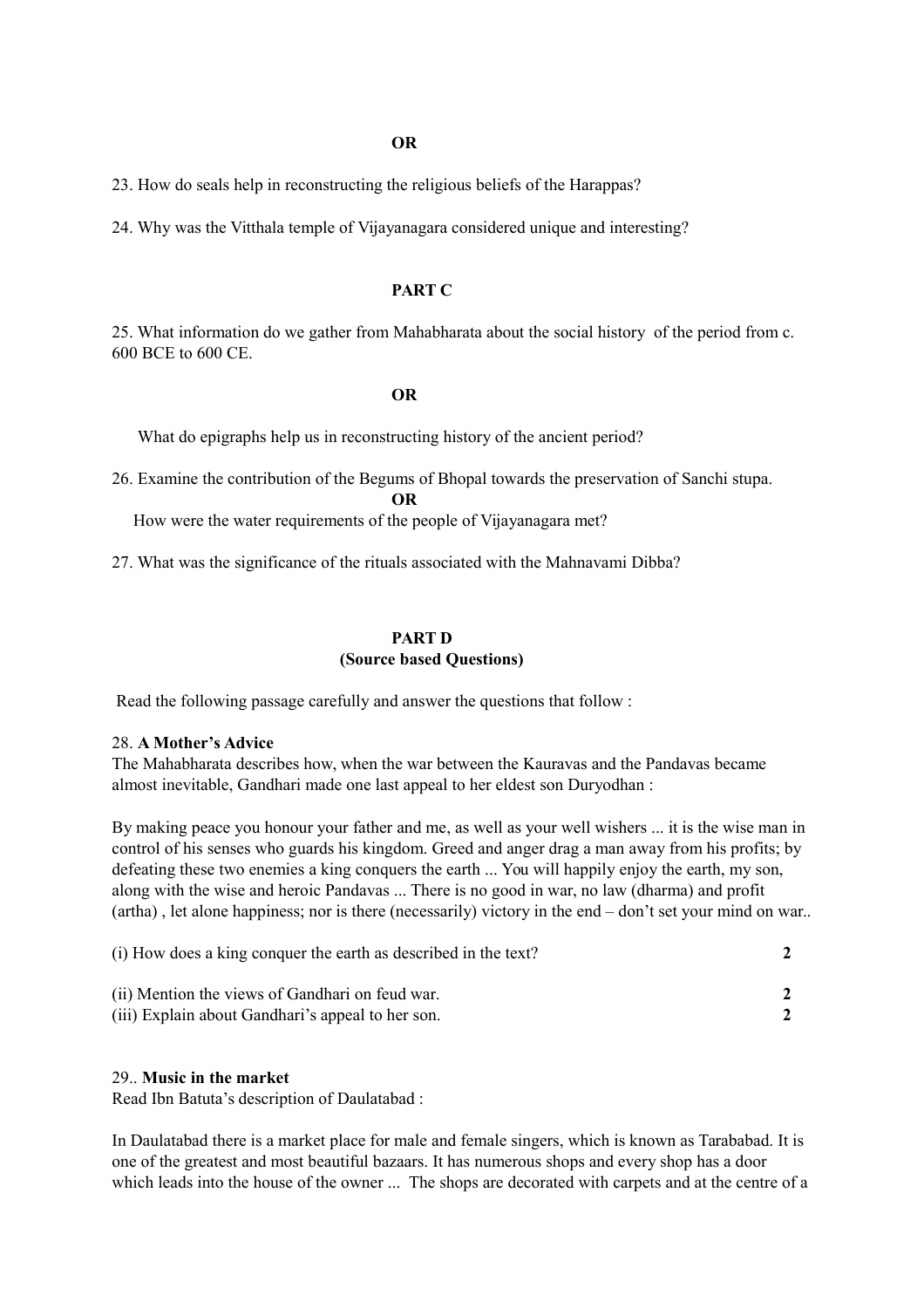**OR**

23. How do seals help in reconstructing the religious beliefs of the Harappas?

24. Why was the Vitthala temple of Vijayanagara considered unique and interesting?

## PART C

25. What information do we gather from Mahabharata about the social history of the period from c. 600 BCE to 600 CE.

**OR**

What do epigraphs help us in reconstructing history of the ancient period?

26. Examine the contribution of the Begums of Bhopal towards the preservation of Sanchi stupa.

**OR**

How were the water requirements of the people of Vijayanagara met?

27. What was the significance of the rituals associated with the Mahnavami Dibba?

## PART D
### (Source based Questions)

Read the following passage carefully and answer the questions that follow :

28. **A Mother's Advice**

The Mahabharata describes how, when the war between the Kauravas and the Pandavas became almost inevitable, Gandhari made one last appeal to her eldest son Duryodhan :

By making peace you honour your father and me, as well as your well wishers ... it is the wise man in control of his senses who guards his kingdom. Greed and anger drag a man away from his profits; by defeating these two enemies a king conquers the earth ... You will happily enjoy the earth, my son, along with the wise and heroic Pandavas ... There is no good in war, no law (dharma) and profit (artha) , let alone happiness; nor is there (necessarily) victory in the end – don't set your mind on war..

(i) How does a king conquer the earth as described in the text? **2**

(ii) Mention the views of Gandhari on feud war. **2**

(iii) Explain about Gandhari's appeal to her son. **2**

29.. **Music in the market**

Read Ibn Batuta's description of Daulatabad :

In Daulatabad there is a market place for male and female singers, which is known as Tarababad. It is one of the greatest and most beautiful bazaars. It has numerous shops and every shop has a door which leads into the house of the owner ... The shops are decorated with carpets and at the centre of a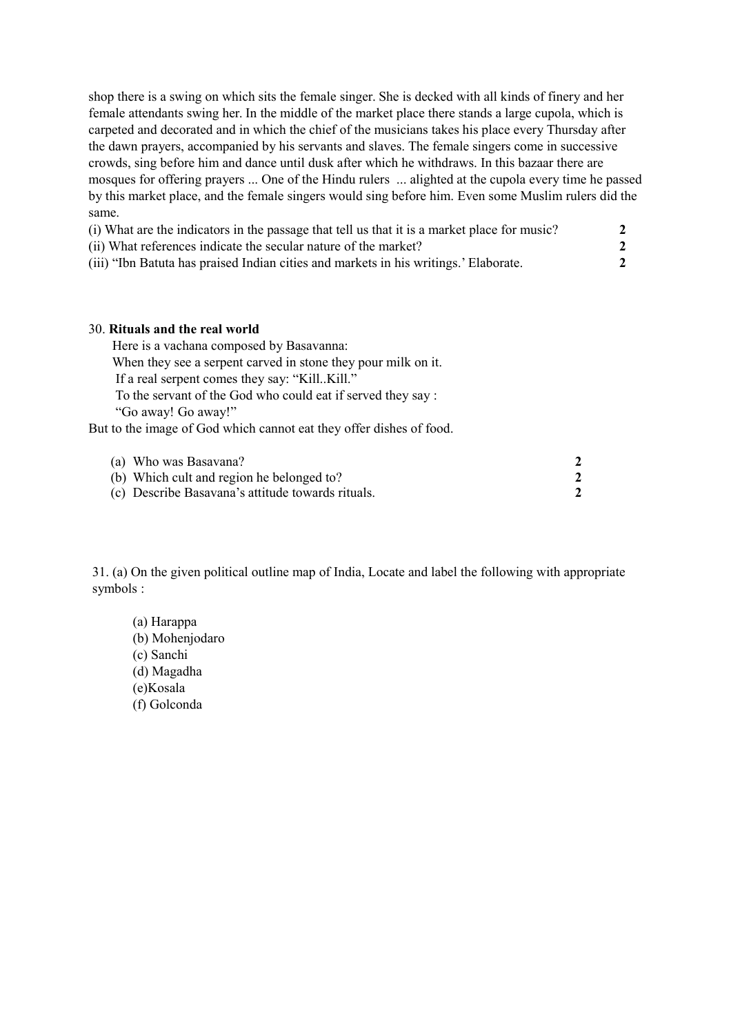shop there is a swing on which sits the female singer. She is decked with all kinds of finery and her female attendants swing her. In the middle of the market place there stands a large cupola, which is carpeted and decorated and in which the chief of the musicians takes his place every Thursday after the dawn prayers, accompanied by his servants and slaves. The female singers come in successive crowds, sing before him and dance until dusk after which he withdraws. In this bazaar there are mosques for offering prayers ... One of the Hindu rulers ... alighted at the cupola every time he passed by this market place, and the female singers would sing before him. Even some Muslim rulers did the same.

(i) What are the indicators in the passage that tell us that it is a market place for music? **2**

(ii) What references indicate the secular nature of the market? **2**

(iii) "Ibn Batuta has praised Indian cities and markets in his writings.' Elaborate. **2**

30. **Rituals and the real world**

Here is a vachana composed by Basavanna:

When they see a serpent carved in stone they pour milk on it.
If a real serpent comes they say: "Kill..Kill."
To the servant of the God who could eat if served they say :
"Go away! Go away!"
But to the image of God which cannot eat they offer dishes of food.

(a) Who was Basavana? **2**

(b) Which cult and region he belonged to? **2**

(c) Describe Basavana's attitude towards rituals. **2**

31. (a) On the given political outline map of India, Locate and label the following with appropriate symbols :

(a) Harappa
(b) Mohenjodaro
(c) Sanchi
(d) Magadha
(e)Kosala
(f) Golconda